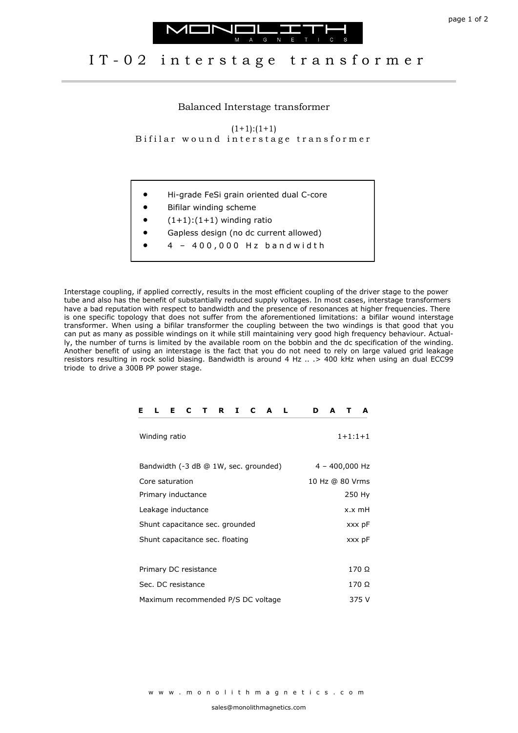# MONOLITH MAGNETICS

# IT-02 interstage transformer

## Balanced Interstage transformer

(1+1):(1+1)
Bifilar wound interstage transformer

- Hi-grade FeSi grain oriented dual C-core
- Bifilar winding scheme
- (1+1):(1+1) winding ratio
- Gapless design (no dc current allowed)
- 4 – 400,000 Hz bandwidth

Interstage coupling, if applied correctly, results in the most efficient coupling of the driver stage to the power tube and also has the benefit of substantially reduced supply voltages. In most cases, interstage transformers have a bad reputation with respect to bandwidth and the presence of resonances at higher frequencies. There is one specific topology that does not suffer from the aforementioned limitations: a bifilar wound interstage transformer. When using a bifilar transformer the coupling between the two windings is that good that you can put as many as possible windings on it while still maintaining very good high frequency behaviour. Actually, the number of turns is limited by the available room on the bobbin and the dc specification of the winding. Another benefit of using an interstage is the fact that you do not need to rely on large valued grid leakage resistors resulting in rock solid biasing. Bandwidth is around 4 Hz .. .> 400 kHz when using an dual ECC99 triode to drive a 300B PP power stage.

| ELECTRICAL DATA | |
|---|---|
| Winding ratio | 1+1:1+1 |
| Bandwidth (-3 dB @ 1W, sec. grounded) | 4 – 400,000 Hz |
| Core saturation | 10 Hz @ 80 Vrms |
| Primary inductance | 250 Hy |
| Leakage inductance | x.x mH |
| Shunt capacitance sec. grounded | xxx pF |
| Shunt capacitance sec. floating | xxx pF |
| Primary DC resistance | 170 Ω |
| Sec. DC resistance | 170 Ω |
| Maximum recommended P/S DC voltage | 375 V |

www.monolithmagnetics.com

sales@monolithmagnetics.com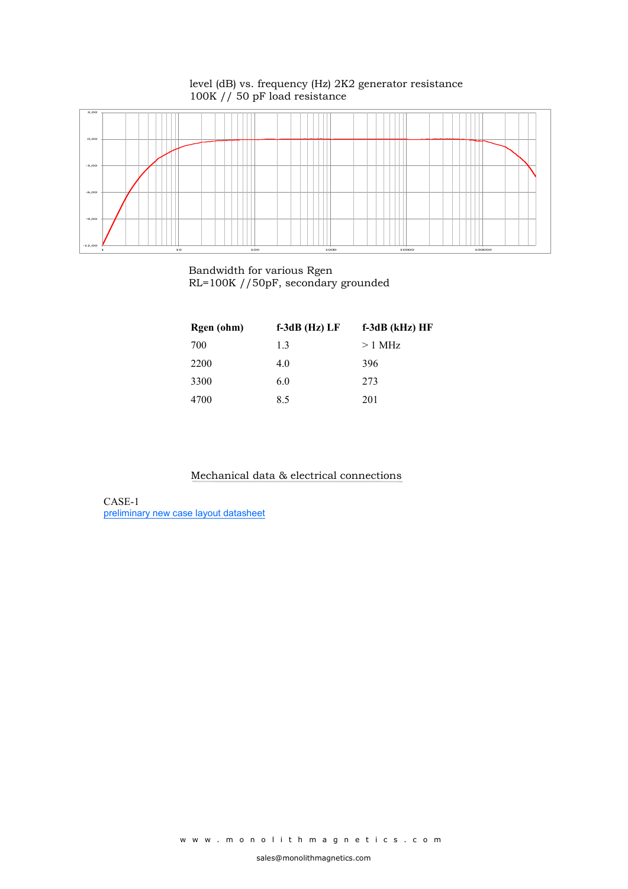level (dB) vs. frequency (Hz) 2K2 generator resistance
100K // 50 pF load resistance

3,00
0,00
-3,00
-6,00
-9,00
-12,00

1
10
100
1000
10000
100000

Bandwidth for various Rgen
RL=100K //50pF, secondary grounded

| **Rgen (ohm)** | **f-3dB (Hz) LF** | **f-3dB (kHz) HF** |
|---|---|---|
| 700 | 1.3 | > 1 MHz |
| 2200 | 4.0 | 396 |
| 3300 | 6.0 | 273 |
| 4700 | 8.5 | 201 |

Mechanical data & electrical connections

CASE-1
preliminary new case layout datasheet

w w w . m o n o l i t h m a g n e t i c s . c o m

sales@monolithmagnetics.com